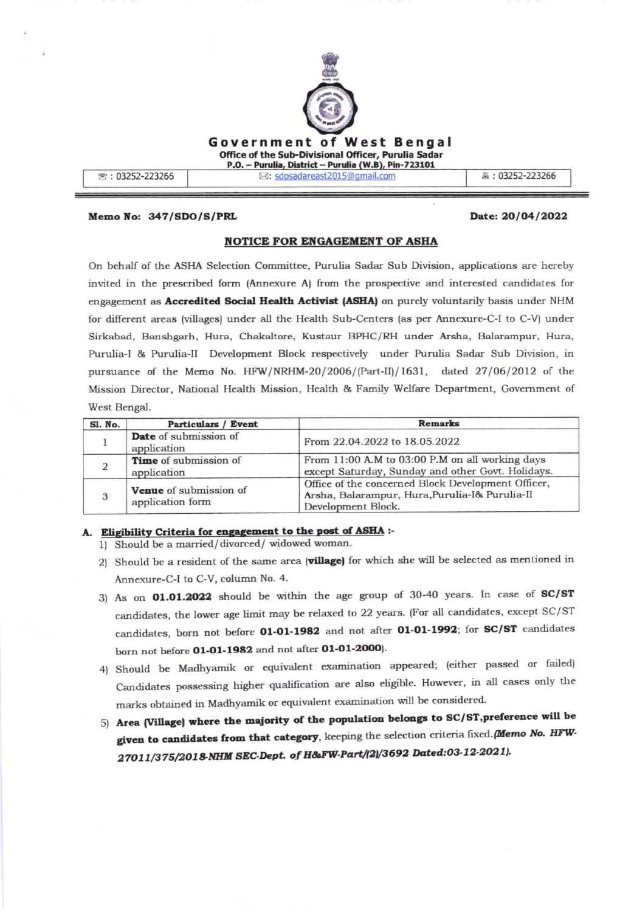# Government of West Bengal

**Office of the Sub-Divisional Officer, Purulia Sadar**

**P.O. – Purulia, District – Purulia (W.B), Pin-723101**

| ☎ : 03252-223266 | ✉: sdosadareast2015@gmail.com | 🖷 : 03252-223266 |
|---|---|---|

**Memo No: 347/SDO/S/PRL** **Date: 20/04/2022**

## NOTICE FOR ENGAGEMENT OF ASHA

On behalf of the ASHA Selection Committee, Purulia Sadar Sub Division, applications are hereby invited in the prescribed form (Annexure A) from the prospective and interested candidates for engagement as **Accredited Social Health Activist (ASHA)** on purely voluntarily basis under NHM for different areas (villages) under all the Health Sub-Centers (as per Annexure-C-I to C-V) under Sirkabad, Banshgarh, Hura, Chakaltore, Kustaur BPHC/RH under Arsha, Balarampur, Hura, Purulia-I & Purulia-II Development Block respectively under Purulia Sadar Sub Division, in pursuance of the Memo No. HFW/NRHM-20/2006/(Part-II)/1631, dated 27/06/2012 of the Mission Director, National Health Mission, Health & Family Welfare Department, Government of West Bengal.

| Sl. No. | Particulars / Event | Remarks |
|---|---|---|
| 1 | **Date** of submission of application | From 22.04.2022 to 18.05.2022 |
| 2 | **Time** of submission of application | From 11:00 A.M to 03:00 P.M on all working days except Saturday, Sunday and other Govt. Holidays. |
| 3 | **Venue** of submission of application form | Office of the concerned Block Development Officer, Arsha, Balarampur, Hura,Purulia-I& Purulia-II Development Block. |

### A. Eligibility Criteria for engagement to the post of ASHA :-

1) Should be a married/divorced/ widowed woman.
2) Should be a resident of the same area (**village**) for which she will be selected as mentioned in Annexure-C-I to C-V, column No. 4.
3) As on **01.01.2022** should be within the age group of 30-40 years. In case of **SC/ST** candidates, the lower age limit may be relaxed to 22 years. (For all candidates, except SC/ST candidates, born not before **01-01-1982** and not after **01-01-1992**; for **SC/ST** candidates born not before **01-01-1982** and not after **01-01-2000**).
4) Should be Madhyamik or equivalent examination appeared; (either passed or failed) Candidates possessing higher qualification are also eligible. However, in all cases only the marks obtained in Madhyamik or equivalent examination will be considered.
5) **Area (Village) where the majority of the population belongs to SC/ST,preference will be given to candidates from that category**, keeping the selection criteria fixed.***(Memo No. HFW-27011/375/2018-NHM SEC-Dept. of H&FW-Part/(2)/3692 Dated:03-12-2021).***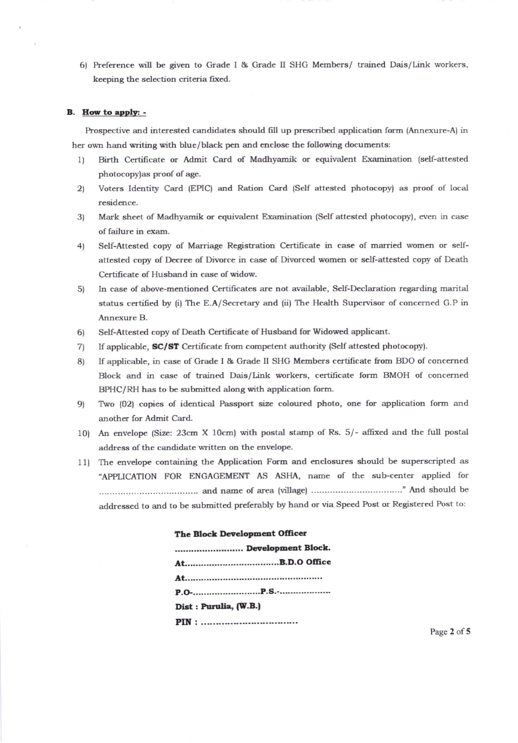6) Preference will be given to Grade I & Grade II SHG Members/ trained Dais/Link workers, keeping the selection criteria fixed.

**B. How to apply: -**

Prospective and interested candidates should fill up prescribed application form (Annexure-A) in her own hand writing with blue/black pen and enclose the following documents:

1) Birth Certificate or Admit Card of Madhyamik or equivalent Examination (self-attested photocopy)as proof of age.
2) Voters Identity Card (EPIC) and Ration Card (Self attested photocopy) as proof of local residence.
3) Mark sheet of Madhyamik or equivalent Examination (Self attested photocopy), even in case of failure in exam.
4) Self-Attested copy of Marriage Registration Certificate in case of married women or self-attested copy of Decree of Divorce in case of Divorced women or self-attested copy of Death Certificate of Husband in case of widow.
5) In case of above-mentioned Certificates are not available, Self-Declaration regarding marital status certified by (i) The E.A/Secretary and (ii) The Health Supervisor of concerned G.P in Annexure B.
6) Self-Attested copy of Death Certificate of Husband for Widowed applicant.
7) If applicable, **SC/ST** Certificate from competent authority (Self attested photocopy).
8) If applicable, in case of Grade I & Grade II SHG Members certificate from BDO of concerned Block and in case of trained Dais/Link workers, certificate form BMOH of concerned BPHC/RH has to be submitted along with application form.
9) Two (02) copies of identical Passport size coloured photo, one for application form and another for Admit Card.
10) An envelope (Size: 23cm X 10cm) with postal stamp of Rs. 5/- affixed and the full postal address of the candidate written on the envelope.
11) The envelope containing the Application Form and enclosures should be superscripted as "APPLICATION FOR ENGAGEMENT AS ASHA, name of the sub-center applied for .................................... and name of area (village) .................................." And should be addressed to and to be submitted preferably by hand or via Speed Post or Registered Post to:

**The Block Development Officer**
**......................... Development Block.**
**At...................................B.D.O Office**
**At...................................................**
**P.O-..........................P.S.-...................**
**Dist : Purulia, (W.B.)**
**PIN : .................................**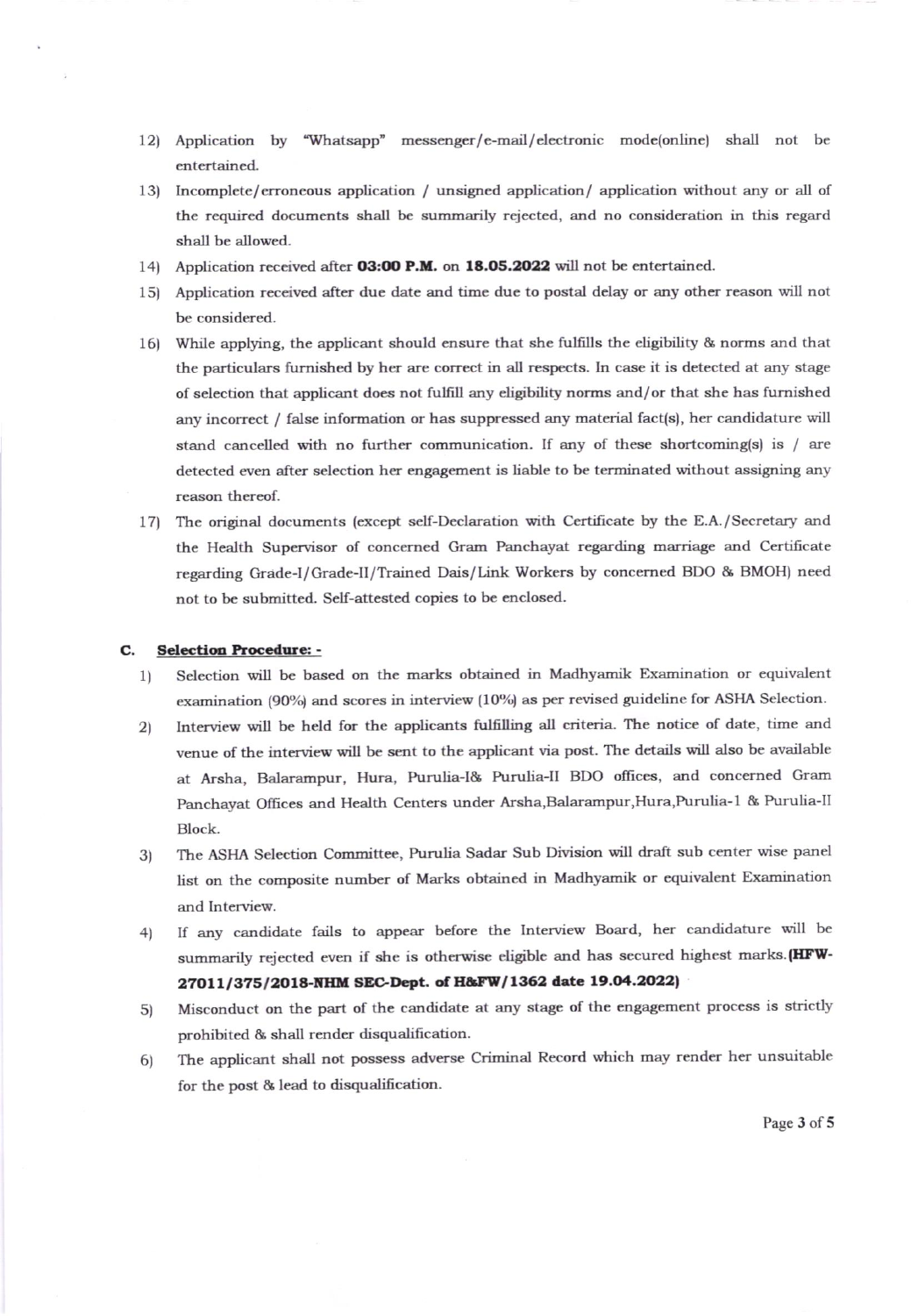12) Application by "Whatsapp" messenger/e-mail/electronic mode(online) shall not be entertained.

13) Incomplete/erroneous application / unsigned application/ application without any or all of the required documents shall be summarily rejected, and no consideration in this regard shall be allowed.

14) Application received after **03:00 P.M.** on **18.05.2022** will not be entertained.

15) Application received after due date and time due to postal delay or any other reason will not be considered.

16) While applying, the applicant should ensure that she fulfills the eligibility & norms and that the particulars furnished by her are correct in all respects. In case it is detected at any stage of selection that applicant does not fulfill any eligibility norms and/or that she has furnished any incorrect / false information or has suppressed any material fact(s), her candidature will stand cancelled with no further communication. If any of these shortcoming(s) is / are detected even after selection her engagement is liable to be terminated without assigning any reason thereof.

17) The original documents (except self-Declaration with Certificate by the E.A./Secretary and the Health Supervisor of concerned Gram Panchayat regarding marriage and Certificate regarding Grade-I/Grade-II/Trained Dais/Link Workers by concerned BDO & BMOH) need not to be submitted. Self-attested copies to be enclosed.

**C. Selection Procedure: -**

1) Selection will be based on the marks obtained in Madhyamik Examination or equivalent examination (90%) and scores in interview (10%) as per revised guideline for ASHA Selection.

2) Interview will be held for the applicants fulfilling all criteria. The notice of date, time and venue of the interview will be sent to the applicant via post. The details will also be available at Arsha, Balarampur, Hura, Purulia-I& Purulia-II BDO offices, and concerned Gram Panchayat Offices and Health Centers under Arsha,Balarampur,Hura,Purulia-1 & Purulia-II Block.

3) The ASHA Selection Committee, Purulia Sadar Sub Division will draft sub center wise panel list on the composite number of Marks obtained in Madhyamik or equivalent Examination and Interview.

4) If any candidate fails to appear before the Interview Board, her candidature will be summarily rejected even if she is otherwise eligible and has secured highest marks. **(HFW-27011/375/2018-NHM SEC-Dept. of H&FW/1362 date 19.04.2022)**

5) Misconduct on the part of the candidate at any stage of the engagement process is strictly prohibited & shall render disqualification.

6) The applicant shall not possess adverse Criminal Record which may render her unsuitable for the post & lead to disqualification.